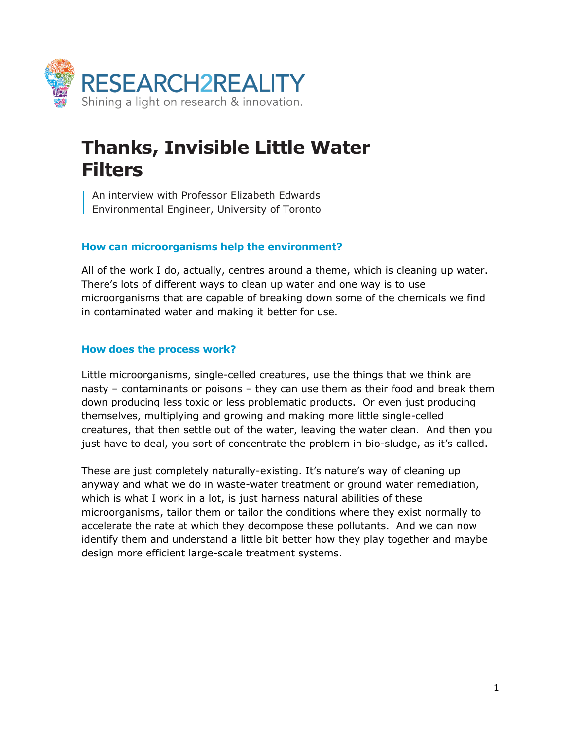RESEARCH2REALITY
Shining a light on research & innovation.

# Thanks, Invisible Little Water Filters

An interview with Professor Elizabeth Edwards
Environmental Engineer, University of Toronto

### How can microorganisms help the environment?

All of the work I do, actually, centres around a theme, which is cleaning up water. There's lots of different ways to clean up water and one way is to use microorganisms that are capable of breaking down some of the chemicals we find in contaminated water and making it better for use.

### How does the process work?

Little microorganisms, single-celled creatures, use the things that we think are nasty – contaminants or poisons – they can use them as their food and break them down producing less toxic or less problematic products. Or even just producing themselves, multiplying and growing and making more little single-celled creatures, that then settle out of the water, leaving the water clean. And then you just have to deal, you sort of concentrate the problem in bio-sludge, as it's called.

These are just completely naturally-existing. It's nature's way of cleaning up anyway and what we do in waste-water treatment or ground water remediation, which is what I work in a lot, is just harness natural abilities of these microorganisms, tailor them or tailor the conditions where they exist normally to accelerate the rate at which they decompose these pollutants. And we can now identify them and understand a little bit better how they play together and maybe design more efficient large-scale treatment systems.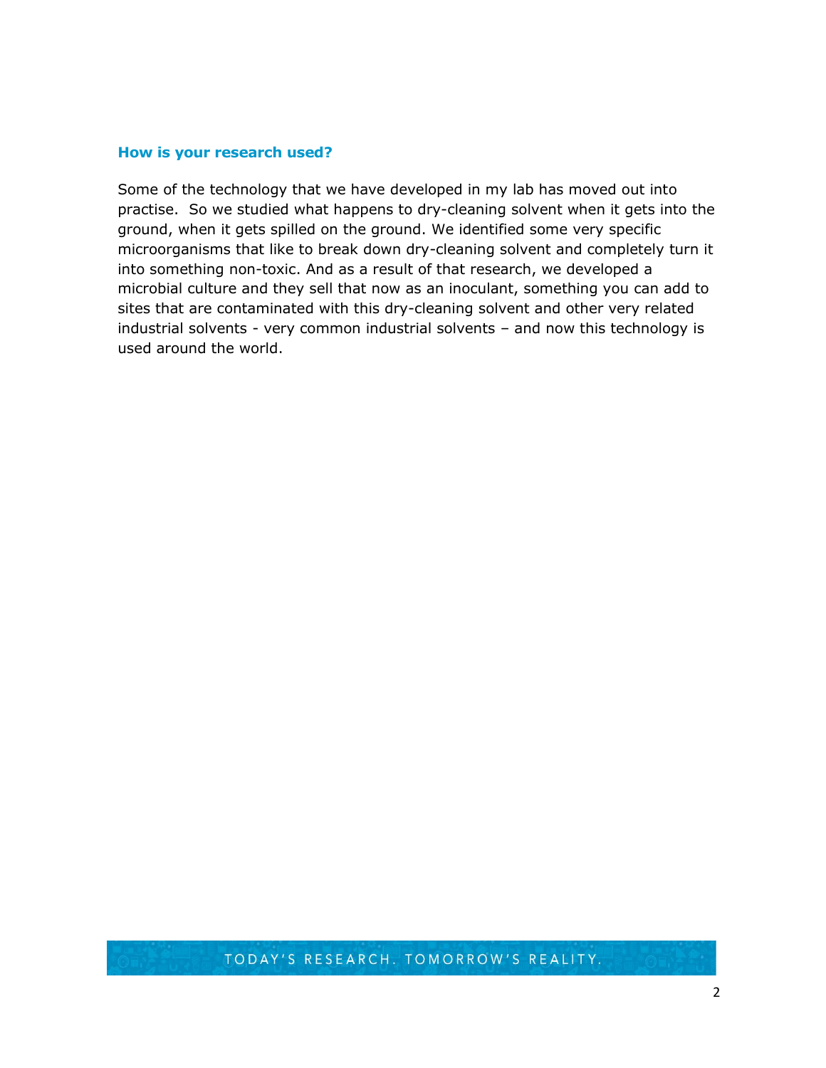### How is your research used?

Some of the technology that we have developed in my lab has moved out into practise. So we studied what happens to dry-cleaning solvent when it gets into the ground, when it gets spilled on the ground. We identified some very specific microorganisms that like to break down dry-cleaning solvent and completely turn it into something non-toxic. And as a result of that research, we developed a microbial culture and they sell that now as an inoculant, something you can add to sites that are contaminated with this dry-cleaning solvent and other very related industrial solvents - very common industrial solvents – and now this technology is used around the world.